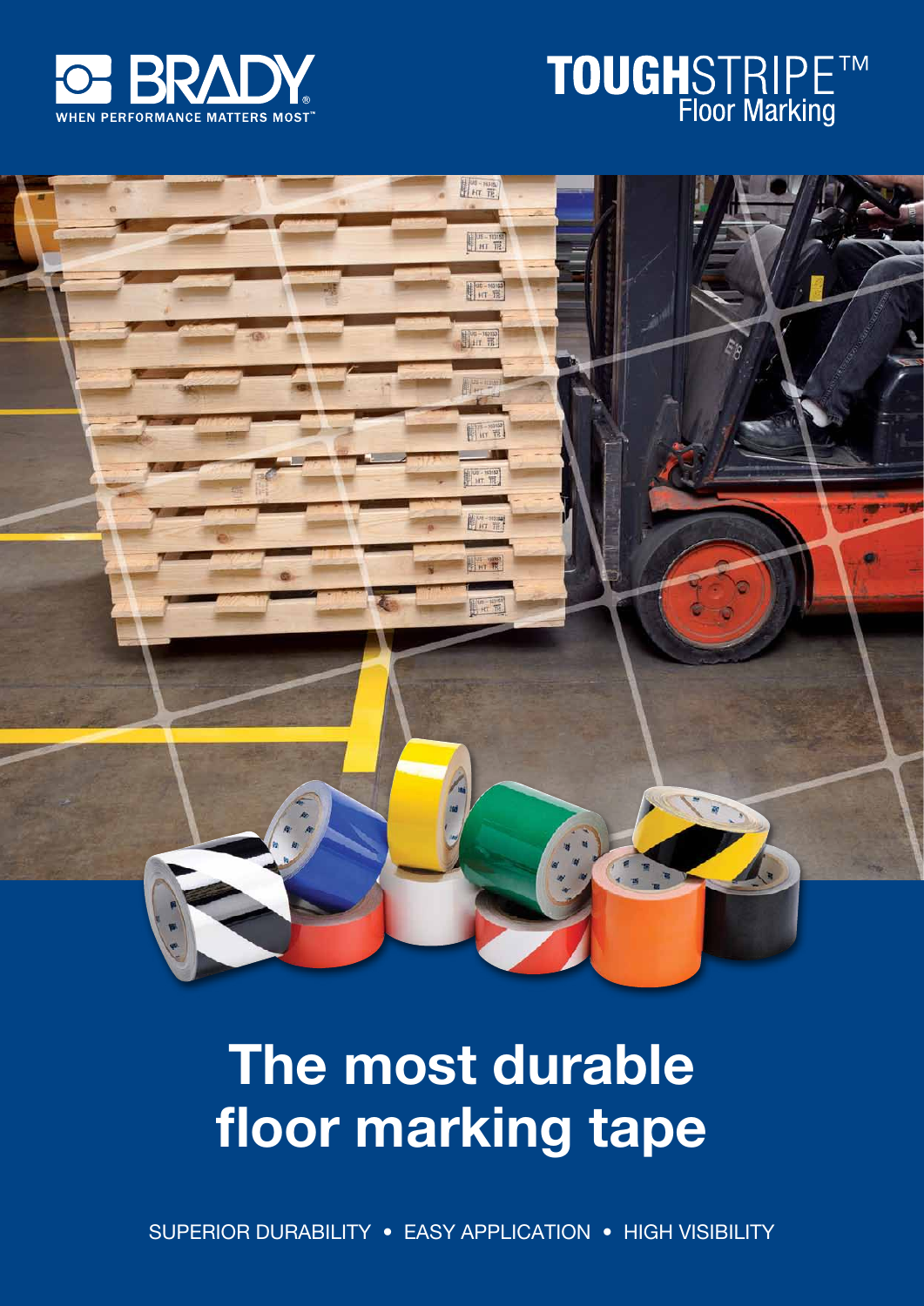BRADY
WHEN PERFORMANCE MATTERS MOST™

TOUGHSTRIPE™
Floor Marking

# The most durable floor marking tape

SUPERIOR DURABILITY • EASY APPLICATION • HIGH VISIBILITY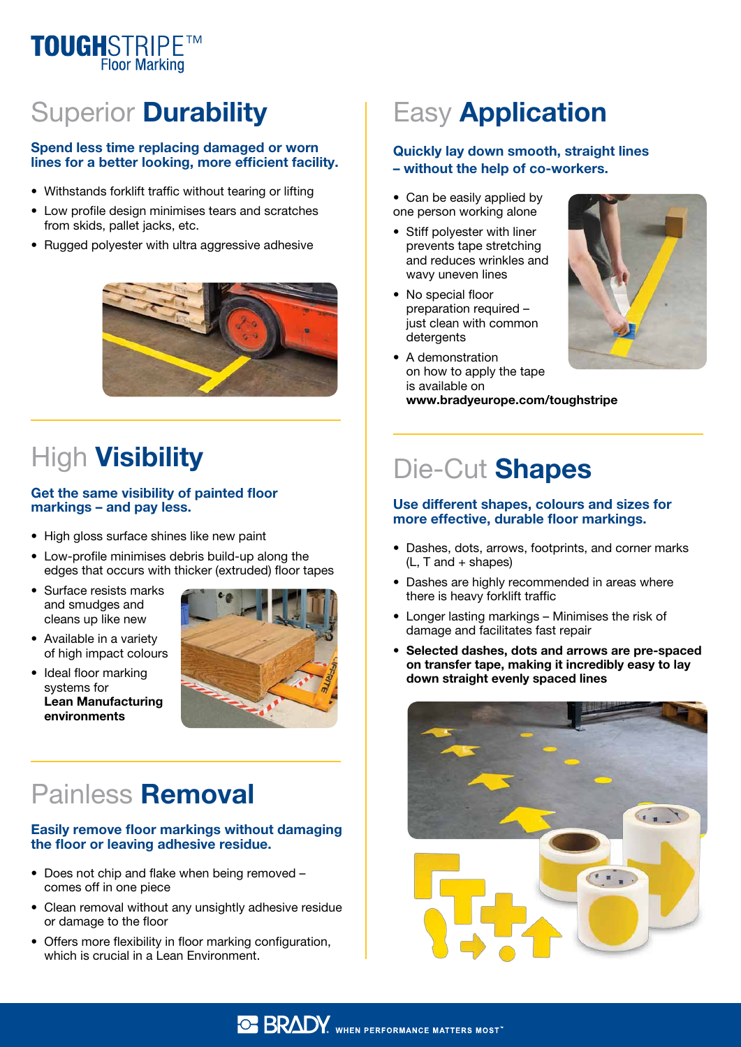**TOUGHSTRIPE™ Floor Marking**

## Superior **Durability**

**Spend less time replacing damaged or worn lines for a better looking, more efficient facility.**

- Withstands forklift traffic without tearing or lifting
- Low profile design minimises tears and scratches from skids, pallet jacks, etc.
- Rugged polyester with ultra aggressive adhesive

## High **Visibility**

**Get the same visibility of painted floor markings – and pay less.**

- High gloss surface shines like new paint
- Low-profile minimises debris build-up along the edges that occurs with thicker (extruded) floor tapes
- Surface resists marks and smudges and cleans up like new
- Available in a variety of high impact colours
- Ideal floor marking systems for **Lean Manufacturing environments**

## Painless **Removal**

**Easily remove floor markings without damaging the floor or leaving adhesive residue.**

- Does not chip and flake when being removed – comes off in one piece
- Clean removal without any unsightly adhesive residue or damage to the floor
- Offers more flexibility in floor marking configuration, which is crucial in a Lean Environment.

## Easy **Application**

**Quickly lay down smooth, straight lines – without the help of co-workers.**

- Can be easily applied by one person working alone
- Stiff polyester with liner prevents tape stretching and reduces wrinkles and wavy uneven lines
- No special floor preparation required – just clean with common detergents
- A demonstration on how to apply the tape is available on **www.bradyeurope.com/toughstripe**

## Die-Cut **Shapes**

**Use different shapes, colours and sizes for more effective, durable floor markings.**

- Dashes, dots, arrows, footprints, and corner marks (L, T and + shapes)
- Dashes are highly recommended in areas where there is heavy forklift traffic
- Longer lasting markings – Minimises the risk of damage and facilitates fast repair
- **Selected dashes, dots and arrows are pre-spaced on transfer tape, making it incredibly easy to lay down straight evenly spaced lines**

BRADY WHEN PERFORMANCE MATTERS MOST™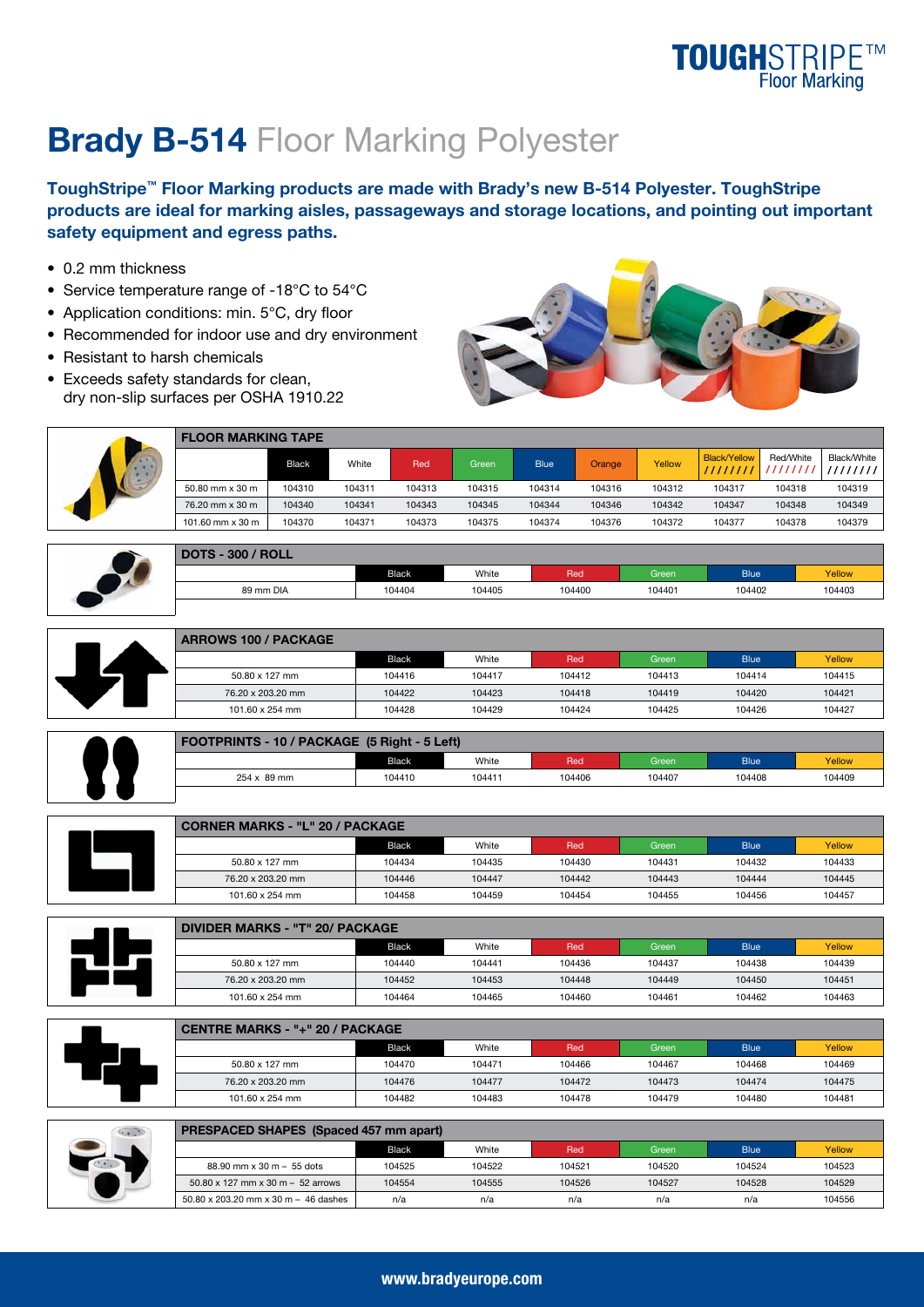TOUGHSTRIPE™ Floor Marking

# Brady B-514 Floor Marking Polyester

**ToughStripe™ Floor Marking products are made with Brady's new B-514 Polyester. ToughStripe products are ideal for marking aisles, passageways and storage locations, and pointing out important safety equipment and egress paths.**

- 0.2 mm thickness
- Service temperature range of -18°C to 54°C
- Application conditions: min. 5°C, dry floor
- Recommended for indoor use and dry environment
- Resistant to harsh chemicals
- Exceeds safety standards for clean, dry non-slip surfaces per OSHA 1910.22

**FLOOR MARKING TAPE**

| | Black | White | Red | Green | Blue | Orange | Yellow | Black/Yellow | Red/White | Black/White |
|---|---|---|---|---|---|---|---|---|---|---|
| 50.80 mm x 30 m | 104310 | 104311 | 104313 | 104315 | 104314 | 104316 | 104312 | 104317 | 104318 | 104319 |
| 76.20 mm x 30 m | 104340 | 104341 | 104343 | 104345 | 104344 | 104346 | 104342 | 104347 | 104348 | 104349 |
| 101.60 mm x 30 m | 104370 | 104371 | 104373 | 104375 | 104374 | 104376 | 104372 | 104377 | 104378 | 104379 |

**DOTS - 300 / ROLL**

| | Black | White | Red | Green | Blue | Yellow |
|---|---|---|---|---|---|---|
| 89 mm DIA | 104404 | 104405 | 104400 | 104401 | 104402 | 104403 |

**ARROWS 100 / PACKAGE**

| | Black | White | Red | Green | Blue | Yellow |
|---|---|---|---|---|---|---|
| 50.80 x 127 mm | 104416 | 104417 | 104412 | 104413 | 104414 | 104415 |
| 76.20 x 203.20 mm | 104422 | 104423 | 104418 | 104419 | 104420 | 104421 |
| 101.60 x 254 mm | 104428 | 104429 | 104424 | 104425 | 104426 | 104427 |

**FOOTPRINTS - 10 / PACKAGE (5 Right - 5 Left)**

| | Black | White | Red | Green | Blue | Yellow |
|---|---|---|---|---|---|---|
| 254 x 89 mm | 104410 | 104411 | 104406 | 104407 | 104408 | 104409 |

**CORNER MARKS - "L" 20 / PACKAGE**

| | Black | White | Red | Green | Blue | Yellow |
|---|---|---|---|---|---|---|
| 50.80 x 127 mm | 104434 | 104435 | 104430 | 104431 | 104432 | 104433 |
| 76.20 x 203.20 mm | 104446 | 104447 | 104442 | 104443 | 104444 | 104445 |
| 101.60 x 254 mm | 104458 | 104459 | 104454 | 104455 | 104456 | 104457 |

**DIVIDER MARKS - "T" 20/ PACKAGE**

| | Black | White | Red | Green | Blue | Yellow |
|---|---|---|---|---|---|---|
| 50.80 x 127 mm | 104440 | 104441 | 104436 | 104437 | 104438 | 104439 |
| 76.20 x 203.20 mm | 104452 | 104453 | 104448 | 104449 | 104450 | 104451 |
| 101.60 x 254 mm | 104464 | 104465 | 104460 | 104461 | 104462 | 104463 |

**CENTRE MARKS - "+" 20 / PACKAGE**

| | Black | White | Red | Green | Blue | Yellow |
|---|---|---|---|---|---|---|
| 50.80 x 127 mm | 104470 | 104471 | 104466 | 104467 | 104468 | 104469 |
| 76.20 x 203.20 mm | 104476 | 104477 | 104472 | 104473 | 104474 | 104475 |
| 101.60 x 254 mm | 104482 | 104483 | 104478 | 104479 | 104480 | 104481 |

**PRESPACED SHAPES (Spaced 457 mm apart)**

| | Black | White | Red | Green | Blue | Yellow |
|---|---|---|---|---|---|---|
| 88.90 mm x 30 m – 55 dots | 104525 | 104522 | 104521 | 104520 | 104524 | 104523 |
| 50.80 x 127 mm x 30 m – 52 arrows | 104554 | 104555 | 104526 | 104527 | 104528 | 104529 |
| 50.80 x 203.20 mm x 30 m – 46 dashes | n/a | n/a | n/a | n/a | n/a | 104556 |

www.bradyeurope.com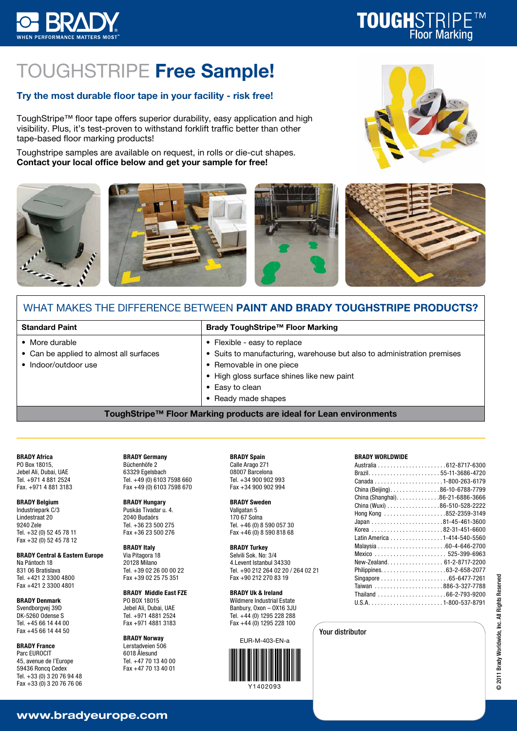BRADY
WHEN PERFORMANCE MATTERS MOST

TOUGHSTRIPE™
Floor Marking

# TOUGHSTRIPE **Free Sample!**

### Try the most durable floor tape in your facility - risk free!

ToughStripe™ floor tape offers superior durability, easy application and high visibility. Plus, it's test-proven to withstand forklift traffic better than other tape-based floor marking products!

Toughstripe samples are available on request, in rolls or die-cut shapes.
**Contact your local office below and get your sample for free!**

## WHAT MAKES THE DIFFERENCE BETWEEN **PAINT AND BRADY TOUGHSTRIPE PRODUCTS?**

| Standard Paint | Brady ToughStripe™ Floor Marking |
|---|---|
| • More durable<br>• Can be applied to almost all surfaces<br>• Indoor/outdoor use | • Flexible - easy to replace<br>• Suits to manufacturing, warehouse but also to administration premises<br>• Removable in one piece<br>• High gloss surface shines like new paint<br>• Easy to clean<br>• Ready made shapes |

**ToughStripe™ Floor Marking products are ideal for Lean environments**

**BRADY Africa**
PO Box 18015,
Jebel Ali, Dubai, UAE
Tel. +971 4 881 2524
Fax. +971 4 881 3183

**BRADY Belgium**
Industriepark C/3
Lindestraat 20
9240 Zele
Tel. +32 (0) 52 45 78 11
Fax +32 (0) 52 45 78 12

**BRADY Central & Eastern Europe**
Na Pántoch 18
831 06 Bratislava
Tel. +421 2 3300 4800
Fax +421 2 3300 4801

**BRADY Denmark**
Svendborgvej 39D
DK-5260 Odense S
Tel. +45 66 14 44 00
Fax +45 66 14 44 50

**BRADY France**
Parc EUROCIT
45, avenue de l'Europe
59436 Roncq Cedex
Tel. +33 (0) 3 20 76 94 48
Fax +33 (0) 3 20 76 76 06

**BRADY Germany**
Büchenhöfe 2
63329 Egelsbach
Tel. +49 (0) 6103 7598 660
Fax +49 (0) 6103 7598 670

**BRADY Hungary**
Puskás Tivadar u. 4.
2040 Budaörs
Tel. +36 23 500 275
Fax +36 23 500 276

**BRADY Italy**
Via Pitagora 18
20128 Milano
Tel. +39 02 26 00 00 22
Fax +39 02 25 75 351

**BRADY Middle East FZE**
PO BOX 18015
Jebel Ali, Dubai, UAE
Tel. +971 4881 2524
Fax +971 4881 3183

**BRADY Norway**
Lerstadveien 506
6018 Ålesund
Tel. +47 70 13 40 00
Fax +47 70 13 40 01

**BRADY Spain**
Calle Arago 271
08007 Barcelona
Tel. +34 900 902 993
Fax +34 900 902 994

**BRADY Sweden**
Vallgatan 5
170 67 Solna
Tel. +46 (0) 8 590 057 30
Fax +46 (0) 8 590 818 68

**BRADY Turkey**
Selvili Sok. No: 3/4
4.Levent Istanbul 34330
Tel. +90 212 264 02 20 / 264 02 21
Fax +90 212 270 83 19

**BRADY Uk & Ireland**
Wildmere Industrial Estate
Banbury, Oxon – OX16 3JU
Tel. +44 (0) 1295 228 288
Fax +44 (0) 1295 228 100

EUR-M-403-EN-a

Y1402093

**BRADY WORLDWIDE**

| | |
|---|---|
| Australia | 612-8717-6300 |
| Brazil | 55-11-3686-4720 |
| Canada | 1-800-263-6179 |
| China (Beijing) | 86-10-6788-7799 |
| China (Shanghai) | 86-21-6886-3666 |
| China (Wuxi) | 86-510-528-2222 |
| Hong Kong | 852-2359-3149 |
| Japan | 81-45-461-3600 |
| Korea | 82-31-451-6600 |
| Latin America | 1-414-540-5560 |
| Malaysia | 60-4-646-2700 |
| Mexico | 525-399-6963 |
| New-Zealand | 61-2-8717-2200 |
| Philippines | 63-2-658-2077 |
| Singapore | 65-6477-7261 |
| Taiwan | 886-3-327-7788 |
| Thailand | 66-2-793-9200 |
| U.S.A. | 1-800-537-8791 |

Your distributor

© 2011 Brady Worldwide, Inc. All Rights Reserved

www.bradyeurope.com